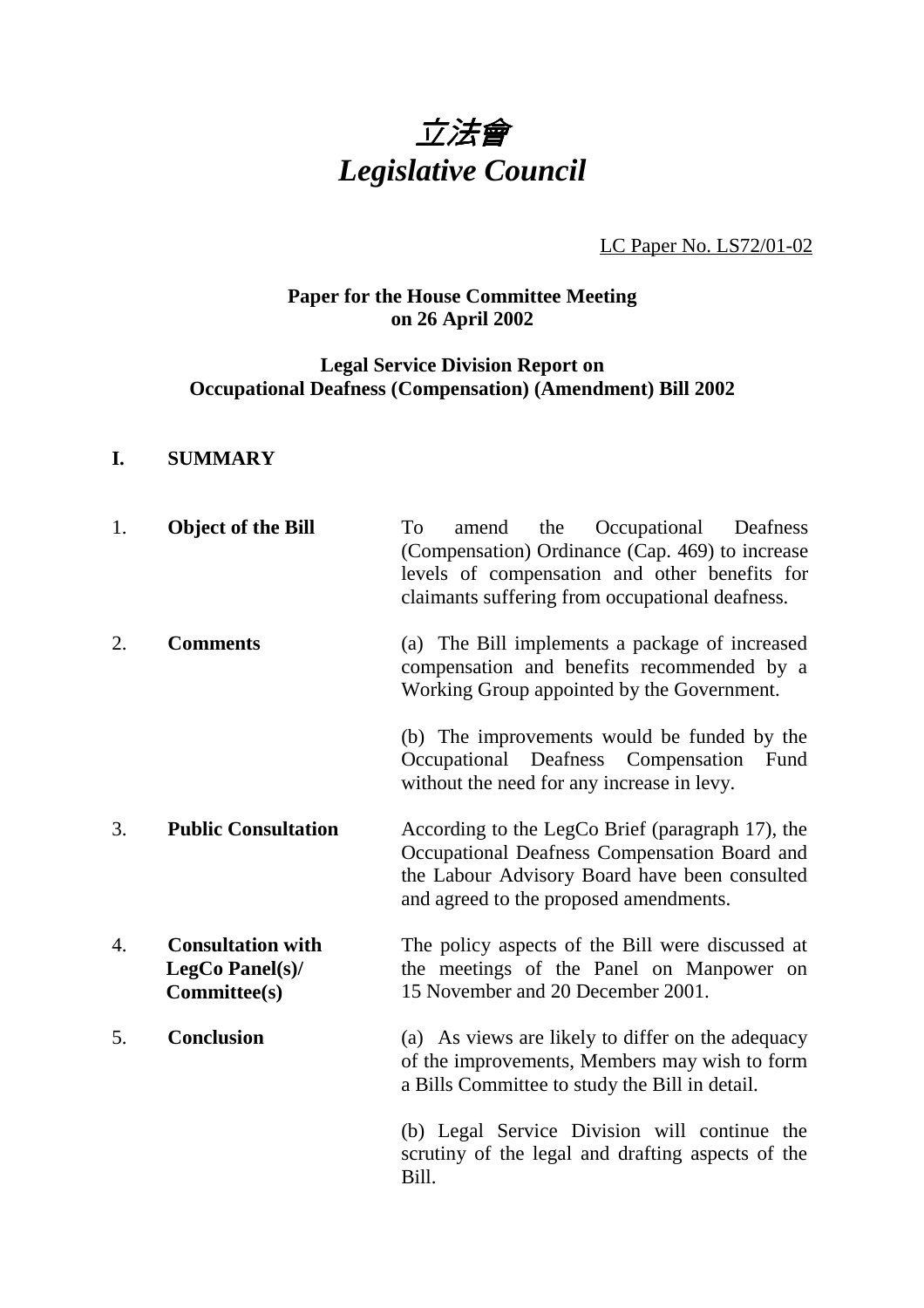# *立法會*
# *Legislative Council*

LC Paper No. LS72/01-02

**Paper for the House Committee Meeting on 26 April 2002**

**Legal Service Division Report on Occupational Deafness (Compensation) (Amendment) Bill 2002**

## I. SUMMARY

| | | |
|---|---|---|
| 1. | **Object of the Bill** | To amend the Occupational Deafness (Compensation) Ordinance (Cap. 469) to increase levels of compensation and other benefits for claimants suffering from occupational deafness. |
| 2. | **Comments** | (a) The Bill implements a package of increased compensation and benefits recommended by a Working Group appointed by the Government.<br><br>(b) The improvements would be funded by the Occupational Deafness Compensation Fund without the need for any increase in levy. |
| 3. | **Public Consultation** | According to the LegCo Brief (paragraph 17), the Occupational Deafness Compensation Board and the Labour Advisory Board have been consulted and agreed to the proposed amendments. |
| 4. | **Consultation with LegCo Panel(s)/ Committee(s)** | The policy aspects of the Bill were discussed at the meetings of the Panel on Manpower on 15 November and 20 December 2001. |
| 5. | **Conclusion** | (a) As views are likely to differ on the adequacy of the improvements, Members may wish to form a Bills Committee to study the Bill in detail.<br><br>(b) Legal Service Division will continue the scrutiny of the legal and drafting aspects of the Bill. |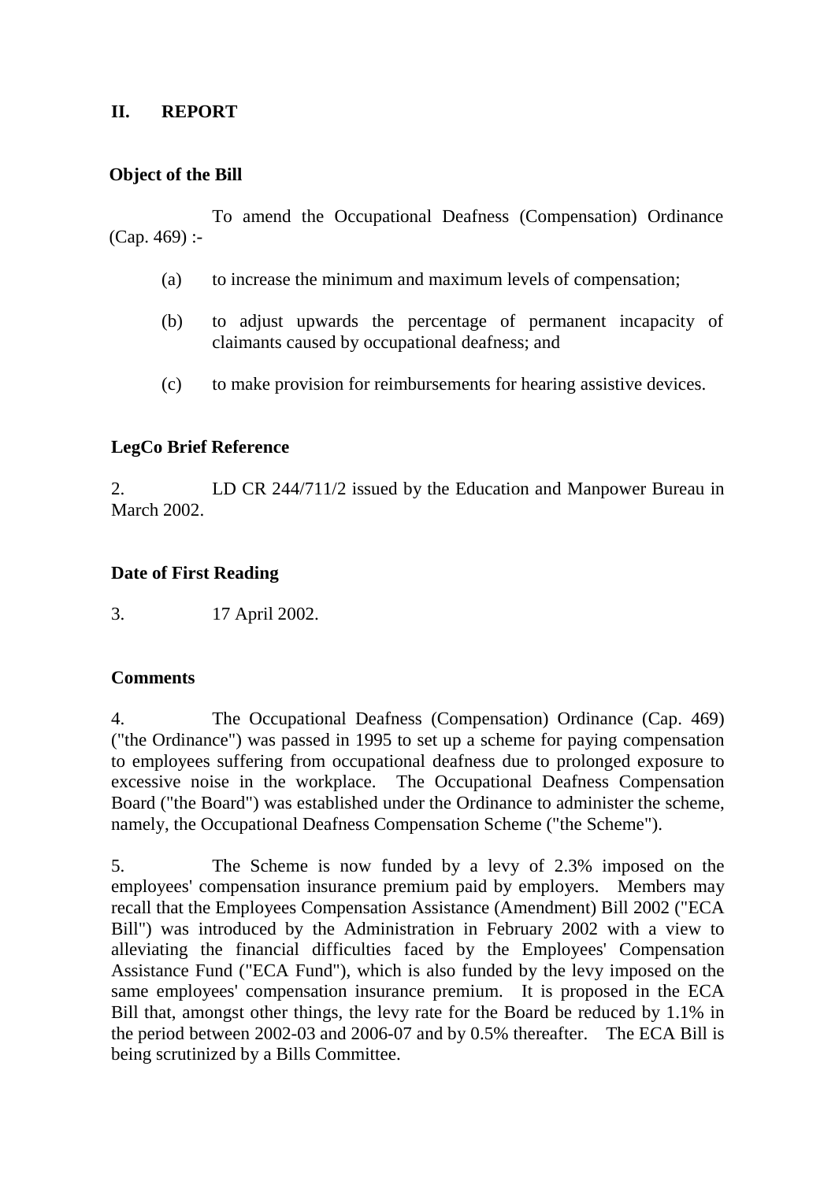## II. REPORT

### Object of the Bill

To amend the Occupational Deafness (Compensation) Ordinance (Cap. 469) :-

(a) to increase the minimum and maximum levels of compensation;

(b) to adjust upwards the percentage of permanent incapacity of claimants caused by occupational deafness; and

(c) to make provision for reimbursements for hearing assistive devices.

### LegCo Brief Reference

2. LD CR 244/711/2 issued by the Education and Manpower Bureau in March 2002.

### Date of First Reading

3. 17 April 2002.

### Comments

4. The Occupational Deafness (Compensation) Ordinance (Cap. 469) ("the Ordinance") was passed in 1995 to set up a scheme for paying compensation to employees suffering from occupational deafness due to prolonged exposure to excessive noise in the workplace. The Occupational Deafness Compensation Board ("the Board") was established under the Ordinance to administer the scheme, namely, the Occupational Deafness Compensation Scheme ("the Scheme").

5. The Scheme is now funded by a levy of 2.3% imposed on the employees' compensation insurance premium paid by employers. Members may recall that the Employees Compensation Assistance (Amendment) Bill 2002 ("ECA Bill") was introduced by the Administration in February 2002 with a view to alleviating the financial difficulties faced by the Employees' Compensation Assistance Fund ("ECA Fund"), which is also funded by the levy imposed on the same employees' compensation insurance premium. It is proposed in the ECA Bill that, amongst other things, the levy rate for the Board be reduced by 1.1% in the period between 2002-03 and 2006-07 and by 0.5% thereafter. The ECA Bill is being scrutinized by a Bills Committee.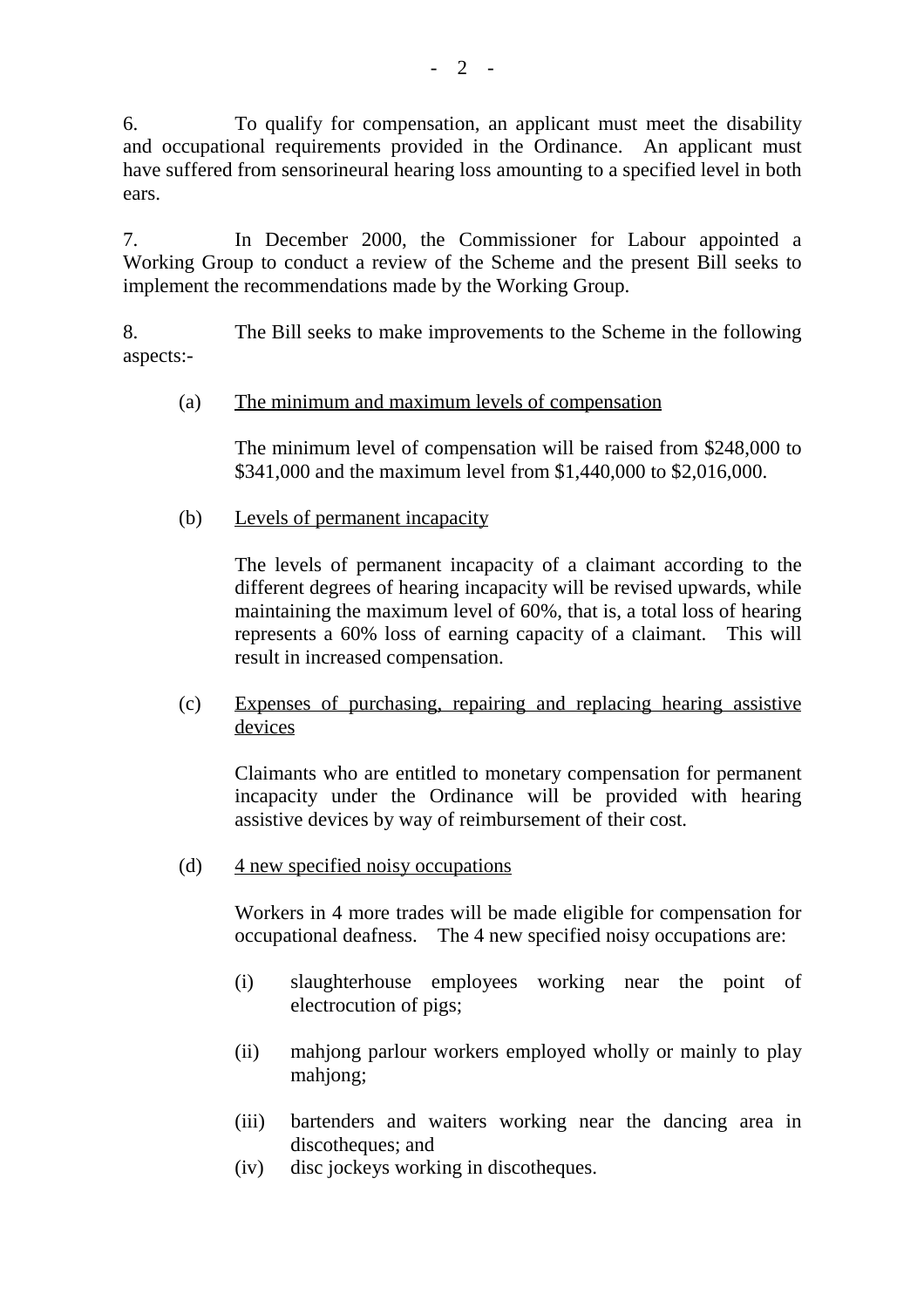6. To qualify for compensation, an applicant must meet the disability and occupational requirements provided in the Ordinance. An applicant must have suffered from sensorineural hearing loss amounting to a specified level in both ears.

7. In December 2000, the Commissioner for Labour appointed a Working Group to conduct a review of the Scheme and the present Bill seeks to implement the recommendations made by the Working Group.

8. The Bill seeks to make improvements to the Scheme in the following aspects:-

(a) <u>The minimum and maximum levels of compensation</u>

The minimum level of compensation will be raised from $248,000 to $341,000 and the maximum level from $1,440,000 to $2,016,000.

(b) <u>Levels of permanent incapacity</u>

The levels of permanent incapacity of a claimant according to the different degrees of hearing incapacity will be revised upwards, while maintaining the maximum level of 60%, that is, a total loss of hearing represents a 60% loss of earning capacity of a claimant. This will result in increased compensation.

(c) <u>Expenses of purchasing, repairing and replacing hearing assistive devices</u>

Claimants who are entitled to monetary compensation for permanent incapacity under the Ordinance will be provided with hearing assistive devices by way of reimbursement of their cost.

(d) <u>4 new specified noisy occupations</u>

Workers in 4 more trades will be made eligible for compensation for occupational deafness. The 4 new specified noisy occupations are:

(i) slaughterhouse employees working near the point of electrocution of pigs;

(ii) mahjong parlour workers employed wholly or mainly to play mahjong;

(iii) bartenders and waiters working near the dancing area in discotheques; and

(iv) disc jockeys working in discotheques.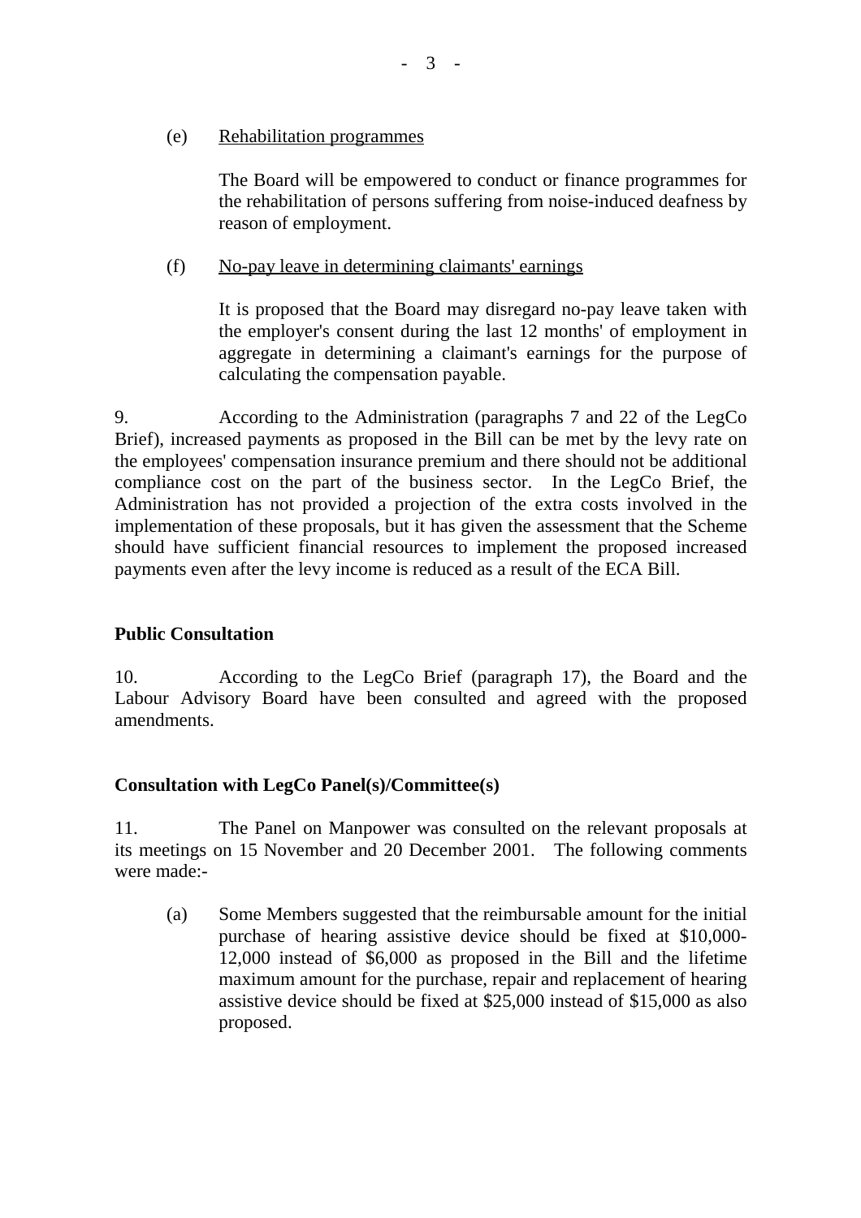(e) <u>Rehabilitation programmes</u>

The Board will be empowered to conduct or finance programmes for the rehabilitation of persons suffering from noise-induced deafness by reason of employment.

(f) <u>No-pay leave in determining claimants' earnings</u>

It is proposed that the Board may disregard no-pay leave taken with the employer's consent during the last 12 months' of employment in aggregate in determining a claimant's earnings for the purpose of calculating the compensation payable.

9. According to the Administration (paragraphs 7 and 22 of the LegCo Brief), increased payments as proposed in the Bill can be met by the levy rate on the employees' compensation insurance premium and there should not be additional compliance cost on the part of the business sector. In the LegCo Brief, the Administration has not provided a projection of the extra costs involved in the implementation of these proposals, but it has given the assessment that the Scheme should have sufficient financial resources to implement the proposed increased payments even after the levy income is reduced as a result of the ECA Bill.

**Public Consultation**

10. According to the LegCo Brief (paragraph 17), the Board and the Labour Advisory Board have been consulted and agreed with the proposed amendments.

**Consultation with LegCo Panel(s)/Committee(s)**

11. The Panel on Manpower was consulted on the relevant proposals at its meetings on 15 November and 20 December 2001. The following comments were made:-

(a) Some Members suggested that the reimbursable amount for the initial purchase of hearing assistive device should be fixed at $10,000-12,000 instead of $6,000 as proposed in the Bill and the lifetime maximum amount for the purchase, repair and replacement of hearing assistive device should be fixed at $25,000 instead of $15,000 as also proposed.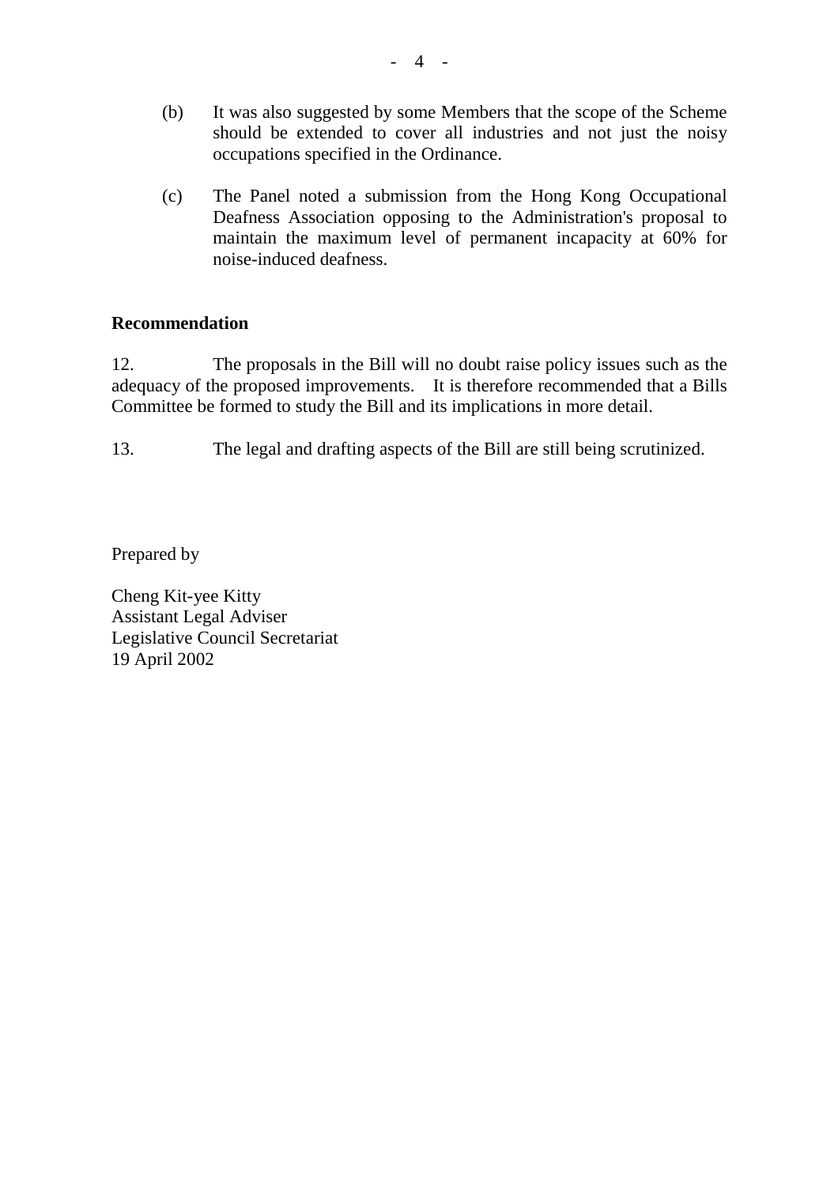(b) It was also suggested by some Members that the scope of the Scheme should be extended to cover all industries and not just the noisy occupations specified in the Ordinance.

(c) The Panel noted a submission from the Hong Kong Occupational Deafness Association opposing to the Administration's proposal to maintain the maximum level of permanent incapacity at 60% for noise-induced deafness.

**Recommendation**

12. The proposals in the Bill will no doubt raise policy issues such as the adequacy of the proposed improvements. It is therefore recommended that a Bills Committee be formed to study the Bill and its implications in more detail.

13. The legal and drafting aspects of the Bill are still being scrutinized.

Prepared by

Cheng Kit-yee Kitty
Assistant Legal Adviser
Legislative Council Secretariat
19 April 2002